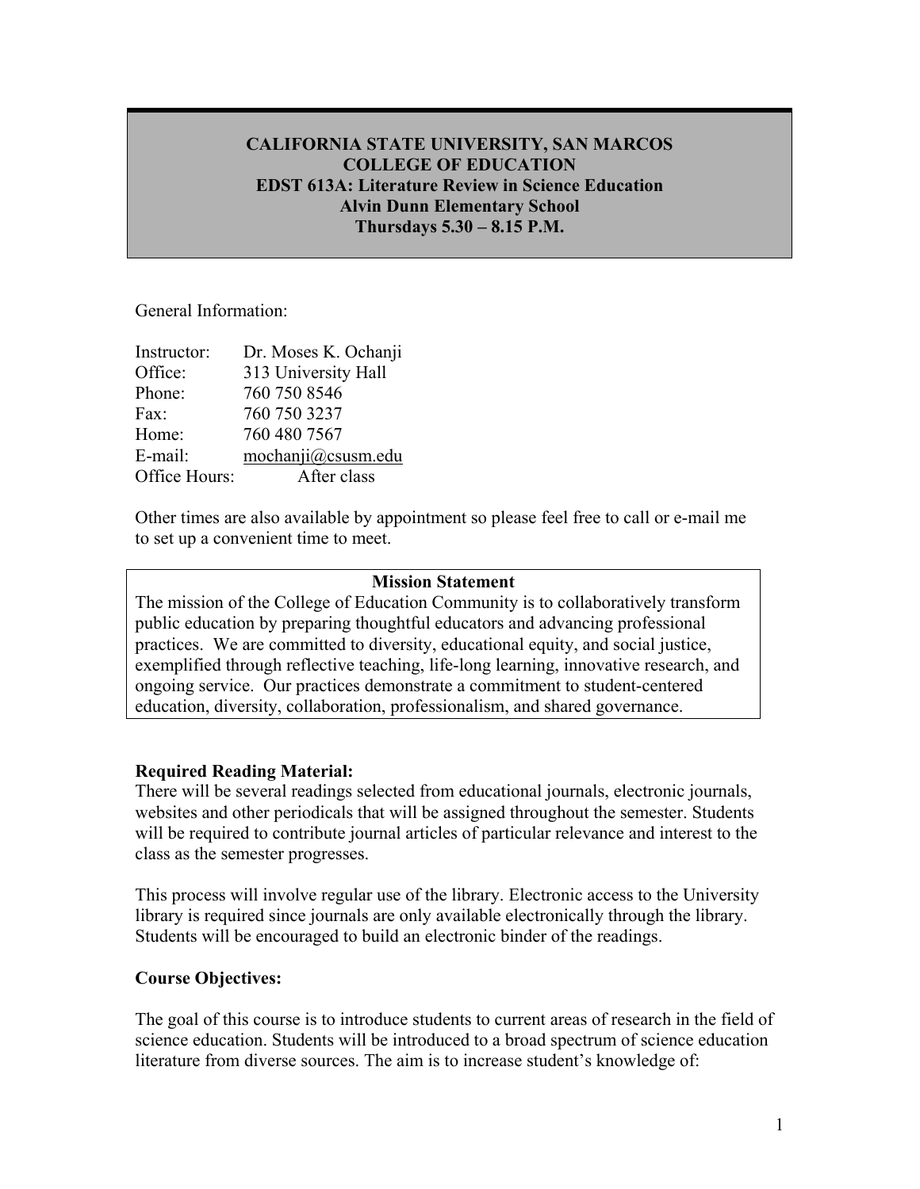**CALIFORNIA STATE UNIVERSITY, SAN MARCOS**
**COLLEGE OF EDUCATION**
**EDST 613A: Literature Review in Science Education**
**Alvin Dunn Elementary School**
**Thursdays 5.30 – 8.15 P.M.**

General Information:

| | |
|---|---|
| Instructor: | Dr. Moses K. Ochanji |
| Office: | 313 University Hall |
| Phone: | 760 750 8546 |
| Fax: | 760 750 3237 |
| Home: | 760 480 7567 |
| E-mail: | mochanji@csusm.edu |
| Office Hours: | After class |

Other times are also available by appointment so please feel free to call or e-mail me to set up a convenient time to meet.

**Mission Statement**

The mission of the College of Education Community is to collaboratively transform public education by preparing thoughtful educators and advancing professional practices. We are committed to diversity, educational equity, and social justice, exemplified through reflective teaching, life-long learning, innovative research, and ongoing service. Our practices demonstrate a commitment to student-centered education, diversity, collaboration, professionalism, and shared governance.

**Required Reading Material:**

There will be several readings selected from educational journals, electronic journals, websites and other periodicals that will be assigned throughout the semester. Students will be required to contribute journal articles of particular relevance and interest to the class as the semester progresses.

This process will involve regular use of the library. Electronic access to the University library is required since journals are only available electronically through the library. Students will be encouraged to build an electronic binder of the readings.

**Course Objectives:**

The goal of this course is to introduce students to current areas of research in the field of science education. Students will be introduced to a broad spectrum of science education literature from diverse sources. The aim is to increase student's knowledge of: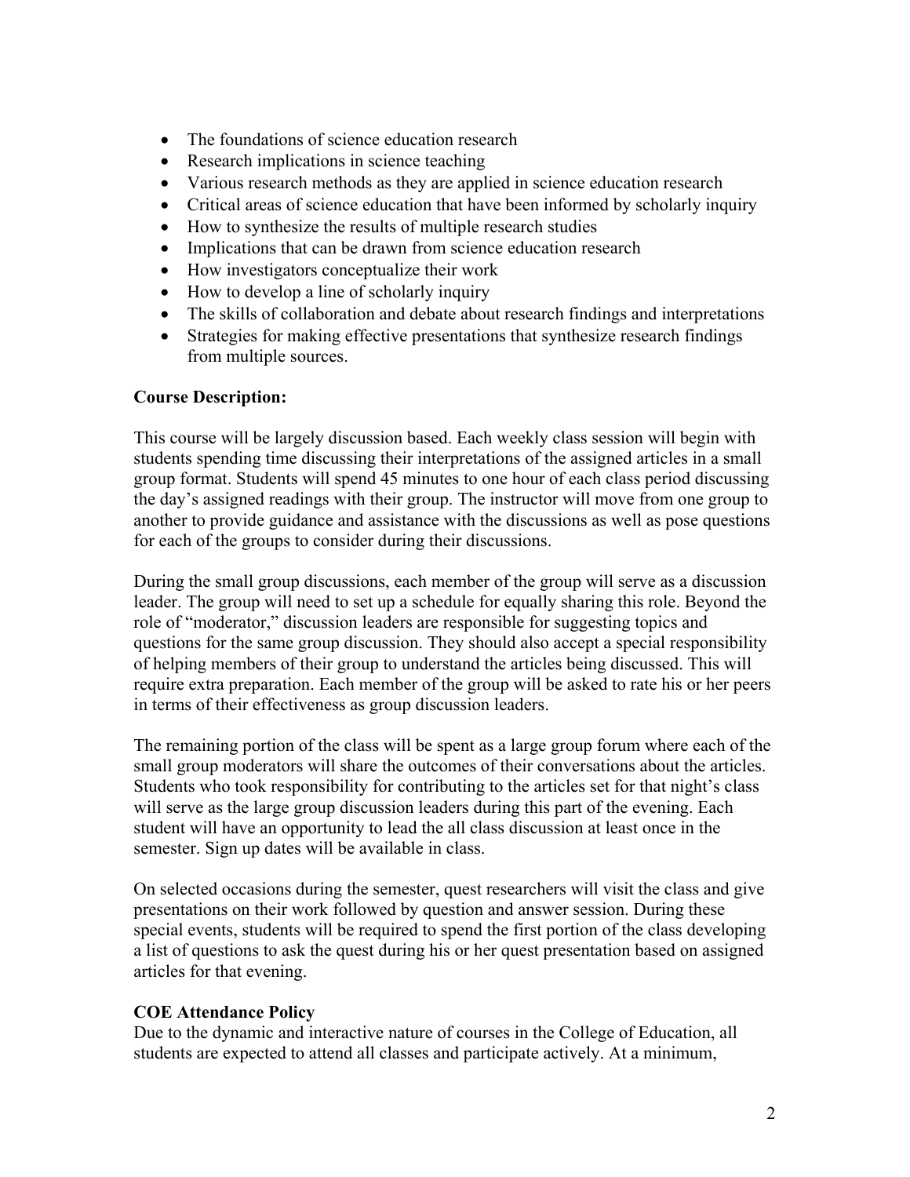- The foundations of science education research
- Research implications in science teaching
- Various research methods as they are applied in science education research
- Critical areas of science education that have been informed by scholarly inquiry
- How to synthesize the results of multiple research studies
- Implications that can be drawn from science education research
- How investigators conceptualize their work
- How to develop a line of scholarly inquiry
- The skills of collaboration and debate about research findings and interpretations
- Strategies for making effective presentations that synthesize research findings from multiple sources.

**Course Description:**

This course will be largely discussion based. Each weekly class session will begin with students spending time discussing their interpretations of the assigned articles in a small group format. Students will spend 45 minutes to one hour of each class period discussing the day's assigned readings with their group. The instructor will move from one group to another to provide guidance and assistance with the discussions as well as pose questions for each of the groups to consider during their discussions.

During the small group discussions, each member of the group will serve as a discussion leader. The group will need to set up a schedule for equally sharing this role. Beyond the role of "moderator," discussion leaders are responsible for suggesting topics and questions for the same group discussion. They should also accept a special responsibility of helping members of their group to understand the articles being discussed. This will require extra preparation. Each member of the group will be asked to rate his or her peers in terms of their effectiveness as group discussion leaders.

The remaining portion of the class will be spent as a large group forum where each of the small group moderators will share the outcomes of their conversations about the articles. Students who took responsibility for contributing to the articles set for that night's class will serve as the large group discussion leaders during this part of the evening. Each student will have an opportunity to lead the all class discussion at least once in the semester. Sign up dates will be available in class.

On selected occasions during the semester, quest researchers will visit the class and give presentations on their work followed by question and answer session. During these special events, students will be required to spend the first portion of the class developing a list of questions to ask the quest during his or her quest presentation based on assigned articles for that evening.

**COE Attendance Policy**

Due to the dynamic and interactive nature of courses in the College of Education, all students are expected to attend all classes and participate actively. At a minimum,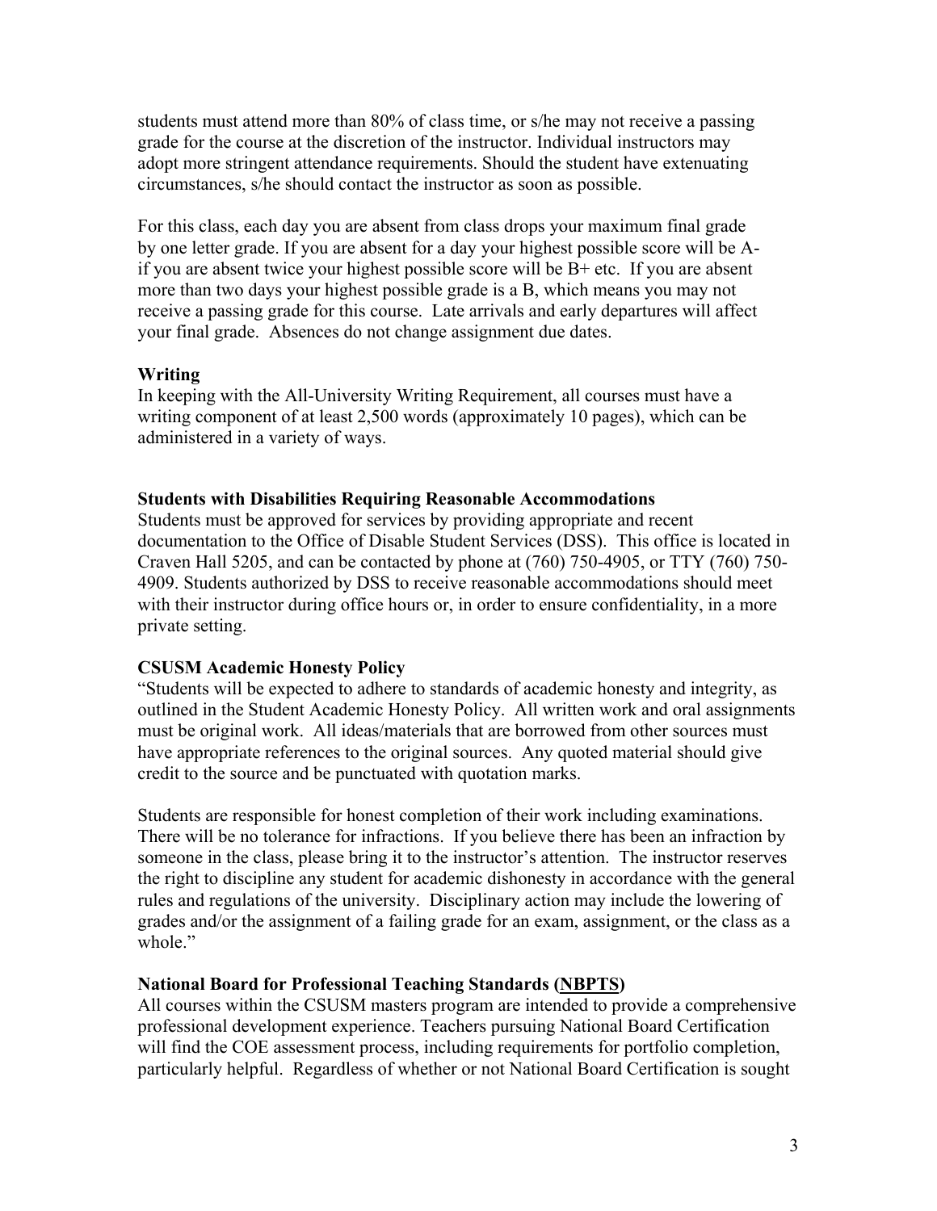students must attend more than 80% of class time, or s/he may not receive a passing grade for the course at the discretion of the instructor. Individual instructors may adopt more stringent attendance requirements. Should the student have extenuating circumstances, s/he should contact the instructor as soon as possible.

For this class, each day you are absent from class drops your maximum final grade by one letter grade. If you are absent for a day your highest possible score will be A- if you are absent twice your highest possible score will be B+ etc. If you are absent more than two days your highest possible grade is a B, which means you may not receive a passing grade for this course. Late arrivals and early departures will affect your final grade. Absences do not change assignment due dates.

**Writing**

In keeping with the All-University Writing Requirement, all courses must have a writing component of at least 2,500 words (approximately 10 pages), which can be administered in a variety of ways.

**Students with Disabilities Requiring Reasonable Accommodations**

Students must be approved for services by providing appropriate and recent documentation to the Office of Disable Student Services (DSS). This office is located in Craven Hall 5205, and can be contacted by phone at (760) 750-4905, or TTY (760) 750-4909. Students authorized by DSS to receive reasonable accommodations should meet with their instructor during office hours or, in order to ensure confidentiality, in a more private setting.

**CSUSM Academic Honesty Policy**

"Students will be expected to adhere to standards of academic honesty and integrity, as outlined in the Student Academic Honesty Policy. All written work and oral assignments must be original work. All ideas/materials that are borrowed from other sources must have appropriate references to the original sources. Any quoted material should give credit to the source and be punctuated with quotation marks.

Students are responsible for honest completion of their work including examinations. There will be no tolerance for infractions. If you believe there has been an infraction by someone in the class, please bring it to the instructor's attention. The instructor reserves the right to discipline any student for academic dishonesty in accordance with the general rules and regulations of the university. Disciplinary action may include the lowering of grades and/or the assignment of a failing grade for an exam, assignment, or the class as a whole."

**National Board for Professional Teaching Standards (NBPTS)**

All courses within the CSUSM masters program are intended to provide a comprehensive professional development experience. Teachers pursuing National Board Certification will find the COE assessment process, including requirements for portfolio completion, particularly helpful. Regardless of whether or not National Board Certification is sought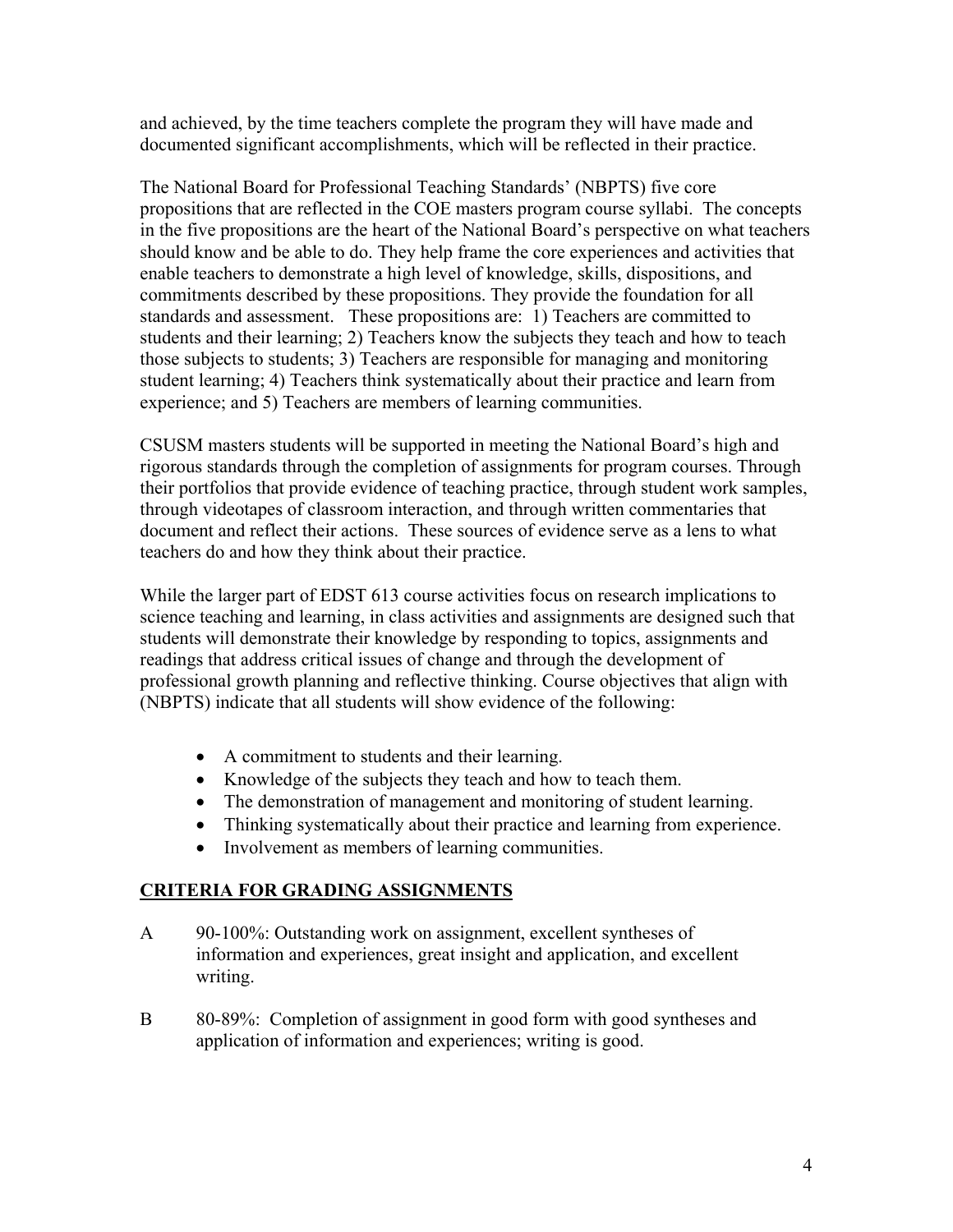and achieved, by the time teachers complete the program they will have made and documented significant accomplishments, which will be reflected in their practice.

The National Board for Professional Teaching Standards' (NBPTS) five core propositions that are reflected in the COE masters program course syllabi. The concepts in the five propositions are the heart of the National Board's perspective on what teachers should know and be able to do. They help frame the core experiences and activities that enable teachers to demonstrate a high level of knowledge, skills, dispositions, and commitments described by these propositions. They provide the foundation for all standards and assessment. These propositions are: 1) Teachers are committed to students and their learning; 2) Teachers know the subjects they teach and how to teach those subjects to students; 3) Teachers are responsible for managing and monitoring student learning; 4) Teachers think systematically about their practice and learn from experience; and 5) Teachers are members of learning communities.

CSUSM masters students will be supported in meeting the National Board's high and rigorous standards through the completion of assignments for program courses. Through their portfolios that provide evidence of teaching practice, through student work samples, through videotapes of classroom interaction, and through written commentaries that document and reflect their actions. These sources of evidence serve as a lens to what teachers do and how they think about their practice.

While the larger part of EDST 613 course activities focus on research implications to science teaching and learning, in class activities and assignments are designed such that students will demonstrate their knowledge by responding to topics, assignments and readings that address critical issues of change and through the development of professional growth planning and reflective thinking. Course objectives that align with (NBPTS) indicate that all students will show evidence of the following:

- A commitment to students and their learning.
- Knowledge of the subjects they teach and how to teach them.
- The demonstration of management and monitoring of student learning.
- Thinking systematically about their practice and learning from experience.
- Involvement as members of learning communities.

## CRITERIA FOR GRADING ASSIGNMENTS

A 90-100%: Outstanding work on assignment, excellent syntheses of information and experiences, great insight and application, and excellent writing.

B 80-89%: Completion of assignment in good form with good syntheses and application of information and experiences; writing is good.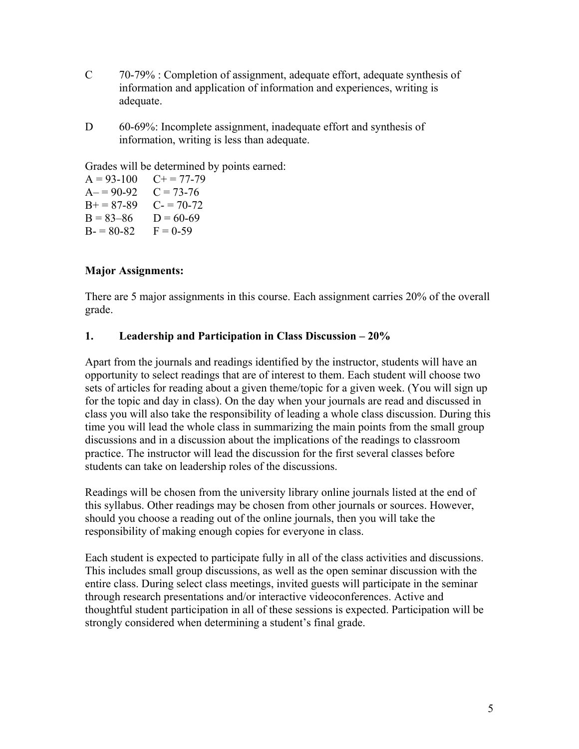C 70-79% : Completion of assignment, adequate effort, adequate synthesis of information and application of information and experiences, writing is adequate.

D 60-69%: Incomplete assignment, inadequate effort and synthesis of information, writing is less than adequate.

Grades will be determined by points earned:

| | |
|---|---|
| A = 93-100 | C+ = 77-79 |
| A– = 90-92 | C = 73-76 |
| B+ = 87-89 | C- = 70-72 |
| B = 83–86 | D = 60-69 |
| B- = 80-82 | F = 0-59 |

**Major Assignments:**

There are 5 major assignments in this course. Each assignment carries 20% of the overall grade.

**1. Leadership and Participation in Class Discussion – 20%**

Apart from the journals and readings identified by the instructor, students will have an opportunity to select readings that are of interest to them. Each student will choose two sets of articles for reading about a given theme/topic for a given week. (You will sign up for the topic and day in class). On the day when your journals are read and discussed in class you will also take the responsibility of leading a whole class discussion. During this time you will lead the whole class in summarizing the main points from the small group discussions and in a discussion about the implications of the readings to classroom practice. The instructor will lead the discussion for the first several classes before students can take on leadership roles of the discussions.

Readings will be chosen from the university library online journals listed at the end of this syllabus. Other readings may be chosen from other journals or sources. However, should you choose a reading out of the online journals, then you will take the responsibility of making enough copies for everyone in class.

Each student is expected to participate fully in all of the class activities and discussions. This includes small group discussions, as well as the open seminar discussion with the entire class. During select class meetings, invited guests will participate in the seminar through research presentations and/or interactive videoconferences. Active and thoughtful student participation in all of these sessions is expected. Participation will be strongly considered when determining a student's final grade.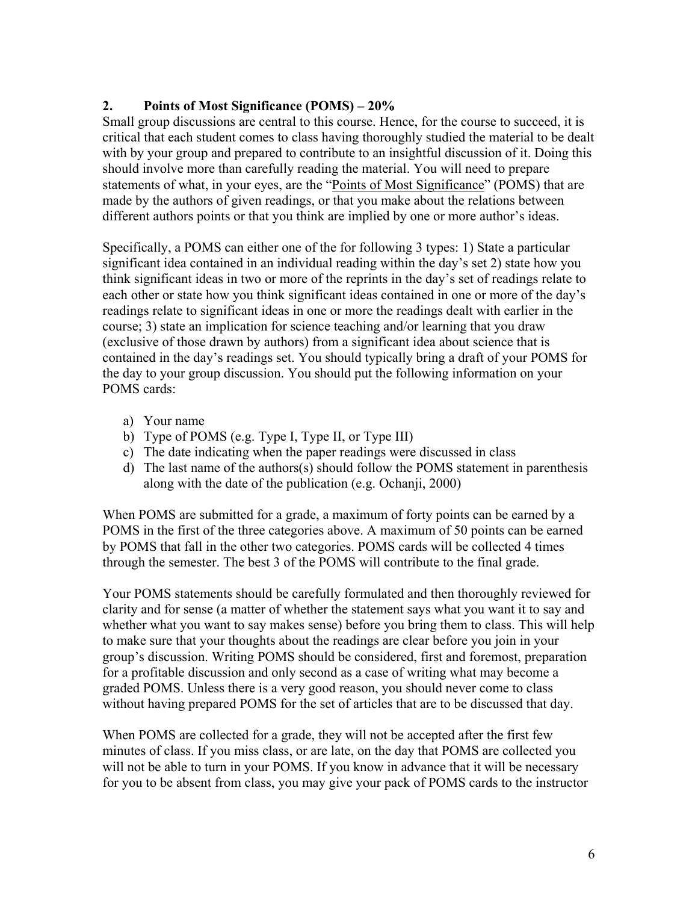## 2. Points of Most Significance (POMS) – 20%

Small group discussions are central to this course. Hence, for the course to succeed, it is critical that each student comes to class having thoroughly studied the material to be dealt with by your group and prepared to contribute to an insightful discussion of it. Doing this should involve more than carefully reading the material. You will need to prepare statements of what, in your eyes, are the "Points of Most Significance" (POMS) that are made by the authors of given readings, or that you make about the relations between different authors points or that you think are implied by one or more author's ideas.

Specifically, a POMS can either one of the for following 3 types: 1) State a particular significant idea contained in an individual reading within the day's set 2) state how you think significant ideas in two or more of the reprints in the day's set of readings relate to each other or state how you think significant ideas contained in one or more of the day's readings relate to significant ideas in one or more the readings dealt with earlier in the course; 3) state an implication for science teaching and/or learning that you draw (exclusive of those drawn by authors) from a significant idea about science that is contained in the day's readings set. You should typically bring a draft of your POMS for the day to your group discussion. You should put the following information on your POMS cards:

a) Your name
b) Type of POMS (e.g. Type I, Type II, or Type III)
c) The date indicating when the paper readings were discussed in class
d) The last name of the authors(s) should follow the POMS statement in parenthesis along with the date of the publication (e.g. Ochanji, 2000)

When POMS are submitted for a grade, a maximum of forty points can be earned by a POMS in the first of the three categories above. A maximum of 50 points can be earned by POMS that fall in the other two categories. POMS cards will be collected 4 times through the semester. The best 3 of the POMS will contribute to the final grade.

Your POMS statements should be carefully formulated and then thoroughly reviewed for clarity and for sense (a matter of whether the statement says what you want it to say and whether what you want to say makes sense) before you bring them to class. This will help to make sure that your thoughts about the readings are clear before you join in your group's discussion. Writing POMS should be considered, first and foremost, preparation for a profitable discussion and only second as a case of writing what may become a graded POMS. Unless there is a very good reason, you should never come to class without having prepared POMS for the set of articles that are to be discussed that day.

When POMS are collected for a grade, they will not be accepted after the first few minutes of class. If you miss class, or are late, on the day that POMS are collected you will not be able to turn in your POMS. If you know in advance that it will be necessary for you to be absent from class, you may give your pack of POMS cards to the instructor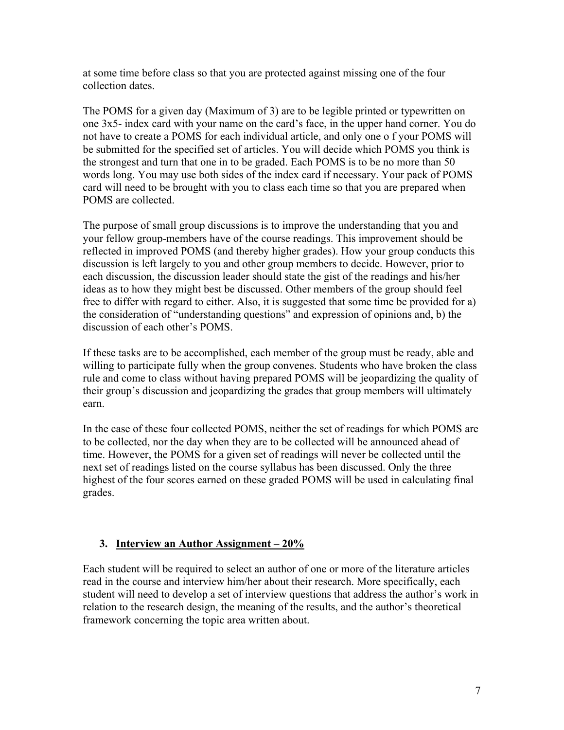at some time before class so that you are protected against missing one of the four collection dates.

The POMS for a given day (Maximum of 3) are to be legible printed or typewritten on one 3x5- index card with your name on the card's face, in the upper hand corner. You do not have to create a POMS for each individual article, and only one o f your POMS will be submitted for the specified set of articles. You will decide which POMS you think is the strongest and turn that one in to be graded. Each POMS is to be no more than 50 words long. You may use both sides of the index card if necessary. Your pack of POMS card will need to be brought with you to class each time so that you are prepared when POMS are collected.

The purpose of small group discussions is to improve the understanding that you and your fellow group-members have of the course readings. This improvement should be reflected in improved POMS (and thereby higher grades). How your group conducts this discussion is left largely to you and other group members to decide. However, prior to each discussion, the discussion leader should state the gist of the readings and his/her ideas as to how they might best be discussed. Other members of the group should feel free to differ with regard to either. Also, it is suggested that some time be provided for a) the consideration of "understanding questions" and expression of opinions and, b) the discussion of each other's POMS.

If these tasks are to be accomplished, each member of the group must be ready, able and willing to participate fully when the group convenes. Students who have broken the class rule and come to class without having prepared POMS will be jeopardizing the quality of their group's discussion and jeopardizing the grades that group members will ultimately earn.

In the case of these four collected POMS, neither the set of readings for which POMS are to be collected, nor the day when they are to be collected will be announced ahead of time. However, the POMS for a given set of readings will never be collected until the next set of readings listed on the course syllabus has been discussed. Only the three highest of the four scores earned on these graded POMS will be used in calculating final grades.

### 3. Interview an Author Assignment – 20%

Each student will be required to select an author of one or more of the literature articles read in the course and interview him/her about their research. More specifically, each student will need to develop a set of interview questions that address the author's work in relation to the research design, the meaning of the results, and the author's theoretical framework concerning the topic area written about.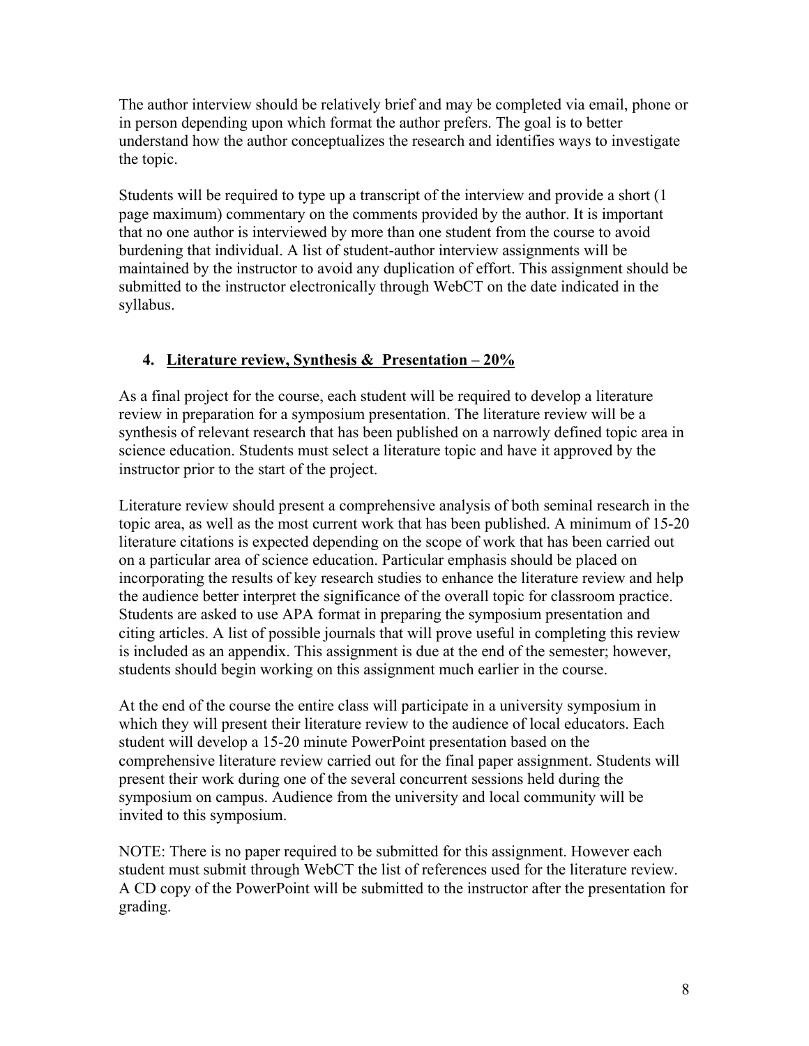The author interview should be relatively brief and may be completed via email, phone or in person depending upon which format the author prefers. The goal is to better understand how the author conceptualizes the research and identifies ways to investigate the topic.

Students will be required to type up a transcript of the interview and provide a short (1 page maximum) commentary on the comments provided by the author. It is important that no one author is interviewed by more than one student from the course to avoid burdening that individual. A list of student-author interview assignments will be maintained by the instructor to avoid any duplication of effort. This assignment should be submitted to the instructor electronically through WebCT on the date indicated in the syllabus.

4. **Literature review, Synthesis & Presentation – 20%**

As a final project for the course, each student will be required to develop a literature review in preparation for a symposium presentation. The literature review will be a synthesis of relevant research that has been published on a narrowly defined topic area in science education. Students must select a literature topic and have it approved by the instructor prior to the start of the project.

Literature review should present a comprehensive analysis of both seminal research in the topic area, as well as the most current work that has been published. A minimum of 15-20 literature citations is expected depending on the scope of work that has been carried out on a particular area of science education. Particular emphasis should be placed on incorporating the results of key research studies to enhance the literature review and help the audience better interpret the significance of the overall topic for classroom practice. Students are asked to use APA format in preparing the symposium presentation and citing articles. A list of possible journals that will prove useful in completing this review is included as an appendix. This assignment is due at the end of the semester; however, students should begin working on this assignment much earlier in the course.

At the end of the course the entire class will participate in a university symposium in which they will present their literature review to the audience of local educators. Each student will develop a 15-20 minute PowerPoint presentation based on the comprehensive literature review carried out for the final paper assignment. Students will present their work during one of the several concurrent sessions held during the symposium on campus. Audience from the university and local community will be invited to this symposium.

NOTE: There is no paper required to be submitted for this assignment. However each student must submit through WebCT the list of references used for the literature review. A CD copy of the PowerPoint will be submitted to the instructor after the presentation for grading.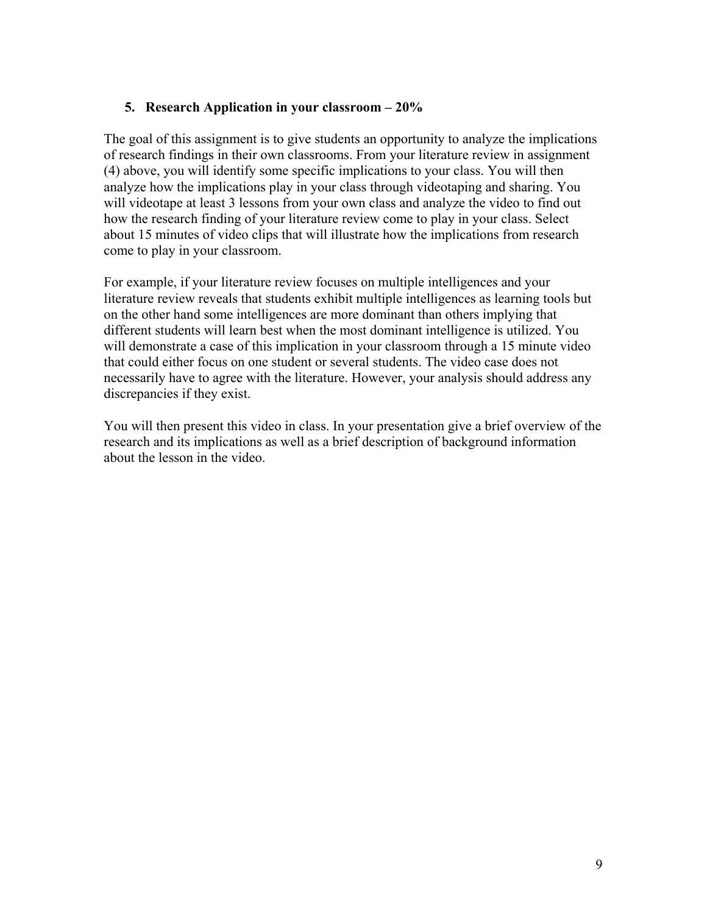### 5. Research Application in your classroom – 20%

The goal of this assignment is to give students an opportunity to analyze the implications of research findings in their own classrooms. From your literature review in assignment (4) above, you will identify some specific implications to your class. You will then analyze how the implications play in your class through videotaping and sharing. You will videotape at least 3 lessons from your own class and analyze the video to find out how the research finding of your literature review come to play in your class. Select about 15 minutes of video clips that will illustrate how the implications from research come to play in your classroom.

For example, if your literature review focuses on multiple intelligences and your literature review reveals that students exhibit multiple intelligences as learning tools but on the other hand some intelligences are more dominant than others implying that different students will learn best when the most dominant intelligence is utilized. You will demonstrate a case of this implication in your classroom through a 15 minute video that could either focus on one student or several students. The video case does not necessarily have to agree with the literature. However, your analysis should address any discrepancies if they exist.

You will then present this video in class. In your presentation give a brief overview of the research and its implications as well as a brief description of background information about the lesson in the video.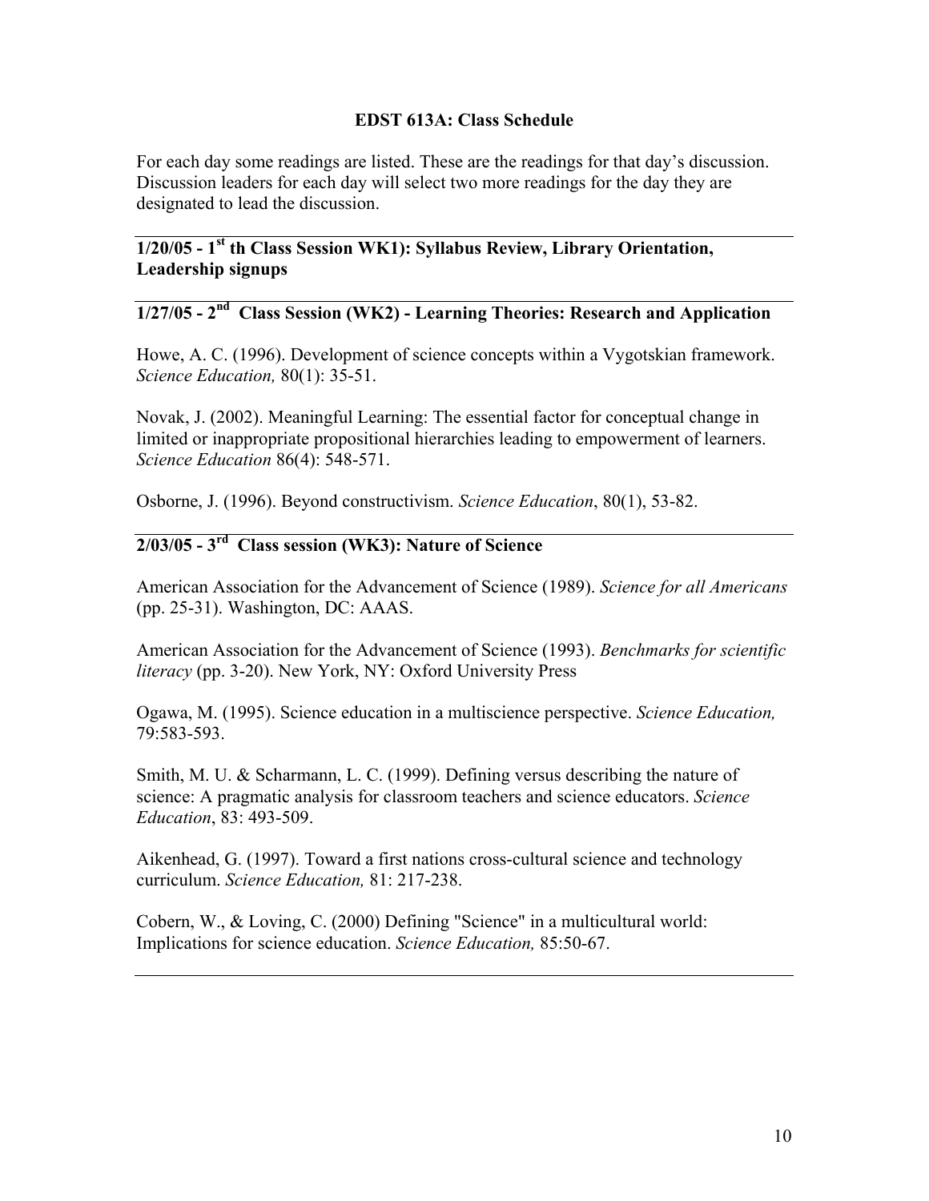# EDST 613A: Class Schedule

For each day some readings are listed. These are the readings for that day's discussion. Discussion leaders for each day will select two more readings for the day they are designated to lead the discussion.

---

## 1/20/05 - 1st th Class Session WK1): Syllabus Review, Library Orientation, Leadership signups

---

## 1/27/05 - 2nd Class Session (WK2) - Learning Theories: Research and Application

Howe, A. C. (1996). Development of science concepts within a Vygotskian framework. *Science Education,* 80(1): 35-51.

Novak, J. (2002). Meaningful Learning: The essential factor for conceptual change in limited or inappropriate propositional hierarchies leading to empowerment of learners. *Science Education* 86(4): 548-571.

Osborne, J. (1996). Beyond constructivism. *Science Education*, 80(1), 53-82.

---

## 2/03/05 - 3rd Class session (WK3): Nature of Science

American Association for the Advancement of Science (1989). *Science for all Americans* (pp. 25-31). Washington, DC: AAAS.

American Association for the Advancement of Science (1993). *Benchmarks for scientific literacy* (pp. 3-20). New York, NY: Oxford University Press

Ogawa, M. (1995). Science education in a multiscience perspective. *Science Education,* 79:583-593.

Smith, M. U. & Scharmann, L. C. (1999). Defining versus describing the nature of science: A pragmatic analysis for classroom teachers and science educators. *Science Education*, 83: 493-509.

Aikenhead, G. (1997). Toward a first nations cross-cultural science and technology curriculum. *Science Education,* 81: 217-238.

Cobern, W., & Loving, C. (2000) Defining "Science" in a multicultural world: Implications for science education. *Science Education,* 85:50-67.

---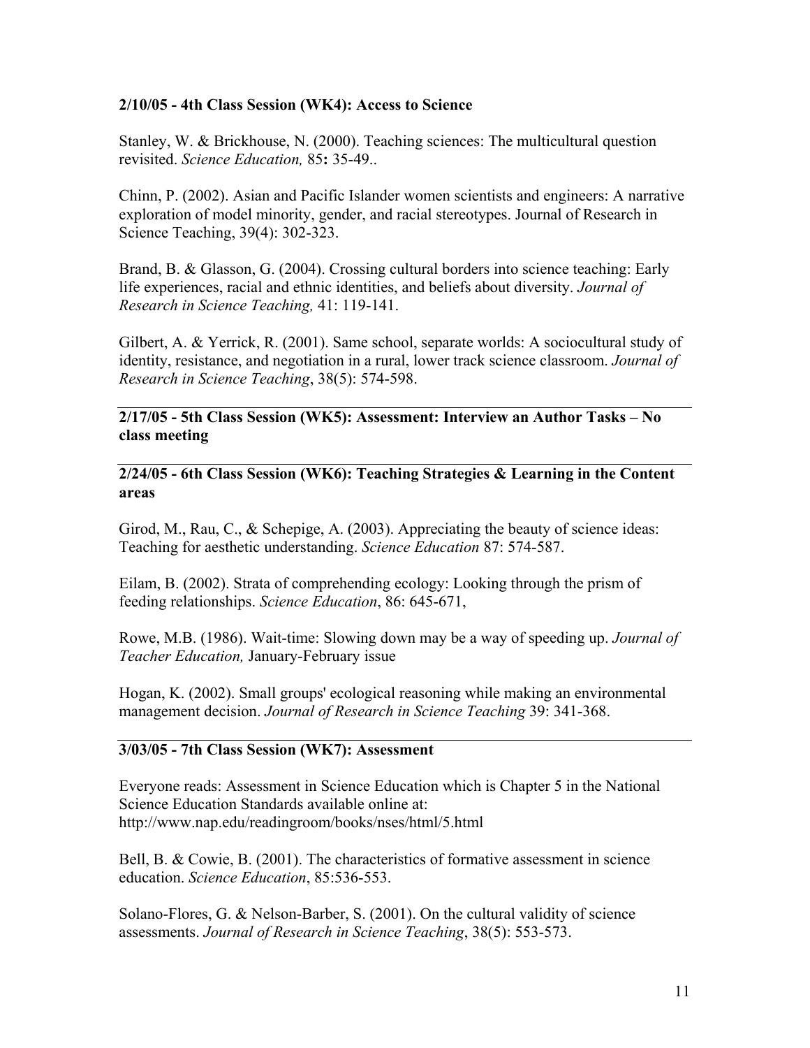**2/10/05 - 4th Class Session (WK4): Access to Science**

Stanley, W. & Brickhouse, N. (2000). Teaching sciences: The multicultural question revisited. *Science Education,* 85**:** 35-49..

Chinn, P. (2002). Asian and Pacific Islander women scientists and engineers: A narrative exploration of model minority, gender, and racial stereotypes. Journal of Research in Science Teaching, 39(4): 302-323.

Brand, B. & Glasson, G. (2004). Crossing cultural borders into science teaching: Early life experiences, racial and ethnic identities, and beliefs about diversity. *Journal of Research in Science Teaching,* 41: 119-141.

Gilbert, A. & Yerrick, R. (2001). Same school, separate worlds: A sociocultural study of identity, resistance, and negotiation in a rural, lower track science classroom. *Journal of Research in Science Teaching*, 38(5): 574-598.

---

**2/17/05 - 5th Class Session (WK5): Assessment: Interview an Author Tasks – No class meeting**

---

**2/24/05 - 6th Class Session (WK6): Teaching Strategies & Learning in the Content areas**

Girod, M., Rau, C., & Schepige, A. (2003). Appreciating the beauty of science ideas: Teaching for aesthetic understanding. *Science Education* 87: 574-587.

Eilam, B. (2002). Strata of comprehending ecology: Looking through the prism of feeding relationships. *Science Education*, 86: 645-671,

Rowe, M.B. (1986). Wait-time: Slowing down may be a way of speeding up. *Journal of Teacher Education,* January-February issue

Hogan, K. (2002). Small groups' ecological reasoning while making an environmental management decision. *Journal of Research in Science Teaching* 39: 341-368.

---

**3/03/05 - 7th Class Session (WK7): Assessment**

Everyone reads: Assessment in Science Education which is Chapter 5 in the National Science Education Standards available online at: http://www.nap.edu/readingroom/books/nses/html/5.html

Bell, B. & Cowie, B. (2001). The characteristics of formative assessment in science education. *Science Education*, 85:536-553.

Solano-Flores, G. & Nelson-Barber, S. (2001). On the cultural validity of science assessments. *Journal of Research in Science Teaching*, 38(5): 553-573.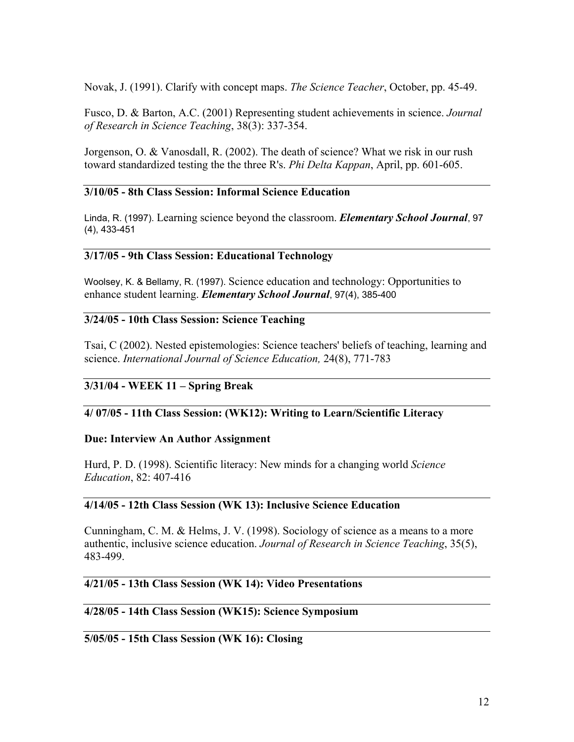Novak, J. (1991). Clarify with concept maps. *The Science Teacher*, October, pp. 45-49.

Fusco, D. & Barton, A.C. (2001) Representing student achievements in science. *Journal of Research in Science Teaching*, 38(3): 337-354.

Jorgenson, O. & Vanosdall, R. (2002). The death of science? What we risk in our rush toward standardized testing the the three R's. *Phi Delta Kappan*, April, pp. 601-605.

---

**3/10/05 - 8th Class Session: Informal Science Education**

Linda, R. (1997). Learning science beyond the classroom. ***Elementary School Journal***, 97 (4), 433-451

---

**3/17/05 - 9th Class Session: Educational Technology**

Woolsey, K. & Bellamy, R. (1997). Science education and technology: Opportunities to enhance student learning. ***Elementary School Journal***, 97(4), 385-400

---

**3/24/05 - 10th Class Session: Science Teaching**

Tsai, C (2002). Nested epistemologies: Science teachers' beliefs of teaching, learning and science. *International Journal of Science Education,* 24(8), 771-783

---

**3/31/04 - WEEK 11 – Spring Break**

---

**4/ 07/05 - 11th Class Session: (WK12): Writing to Learn/Scientific Literacy**

**Due: Interview An Author Assignment**

Hurd, P. D. (1998). Scientific literacy: New minds for a changing world *Science Education*, 82: 407-416

---

**4/14/05 - 12th Class Session (WK 13): Inclusive Science Education**

Cunningham, C. M. & Helms, J. V. (1998). Sociology of science as a means to a more authentic, inclusive science education. *Journal of Research in Science Teaching*, 35(5), 483-499.

---

**4/21/05 - 13th Class Session (WK 14): Video Presentations**

---

**4/28/05 - 14th Class Session (WK15): Science Symposium**

---

**5/05/05 - 15th Class Session (WK 16): Closing**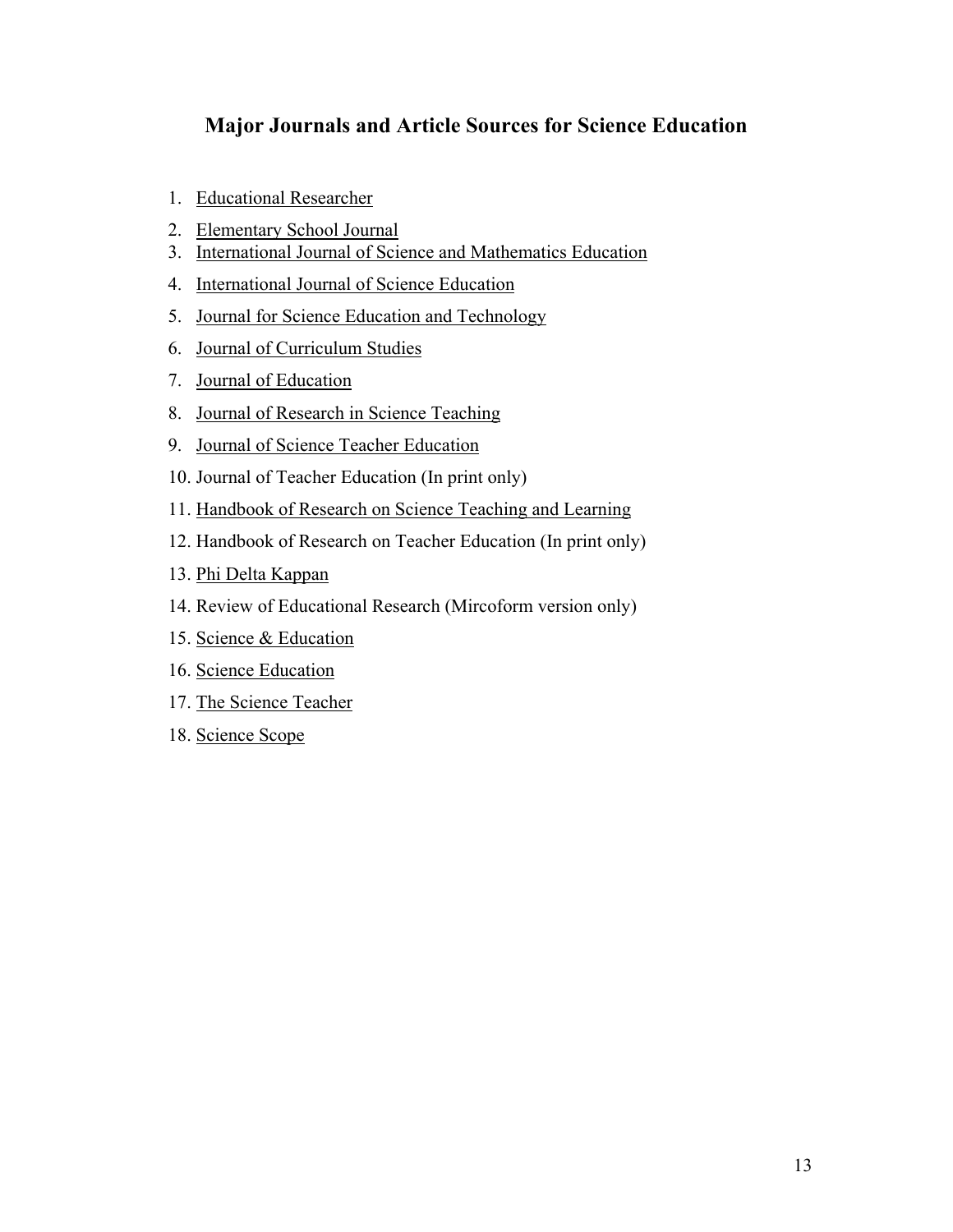## Major Journals and Article Sources for Science Education

1. Educational Researcher
2. Elementary School Journal
3. International Journal of Science and Mathematics Education
4. International Journal of Science Education
5. Journal for Science Education and Technology
6. Journal of Curriculum Studies
7. Journal of Education
8. Journal of Research in Science Teaching
9. Journal of Science Teacher Education
10. Journal of Teacher Education (In print only)
11. Handbook of Research on Science Teaching and Learning
12. Handbook of Research on Teacher Education (In print only)
13. Phi Delta Kappan
14. Review of Educational Research (Mircoform version only)
15. Science & Education
16. Science Education
17. The Science Teacher
18. Science Scope